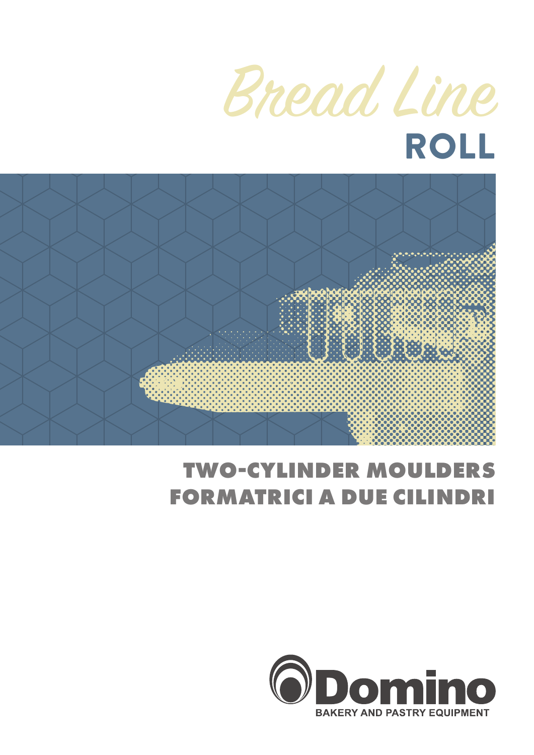# Bread Line

## ROLL

## TWO-CYLINDER MOULDERS
## FORMATRICI A DUE CILINDRI

Domino

BAKERY AND PASTRY EQUIPMENT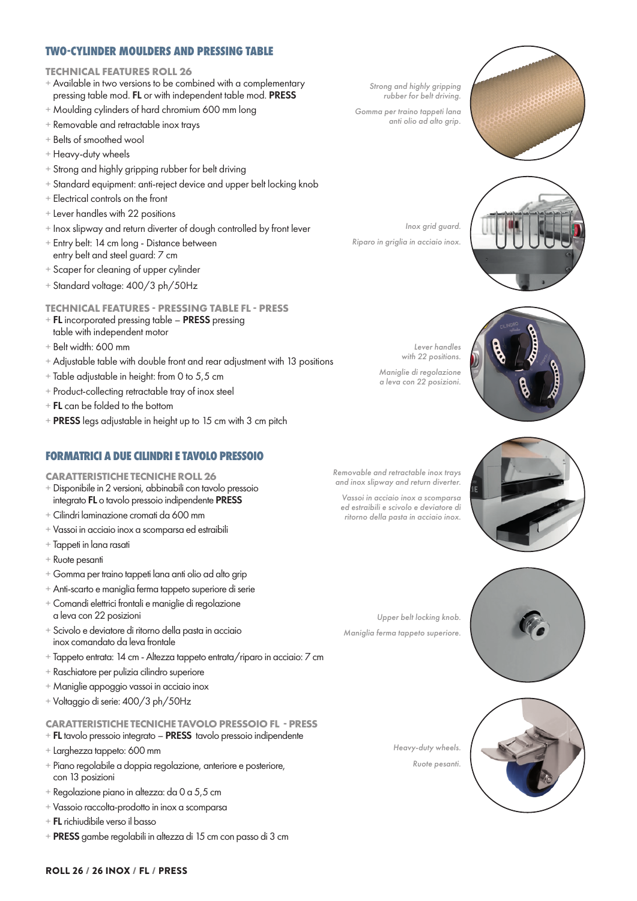## TWO-CYLINDER MOULDERS AND PRESSING TABLE

### TECHNICAL FEATURES ROLL 26

- Available in two versions to be combined with a complementary pressing table mod. **FL** or with independent table mod. **PRESS**
- Moulding cylinders of hard chromium 600 mm long
- Removable and retractable inox trays
- Belts of smoothed wool
- Heavy-duty wheels
- Strong and highly gripping rubber for belt driving
- Standard equipment: anti-reject device and upper belt locking knob
- Electrical controls on the front
- Lever handles with 22 positions
- Inox slipway and return diverter of dough controlled by front lever
- Entry belt: 14 cm long - Distance between entry belt and steel guard: 7 cm
- Scaper for cleaning of upper cylinder
- Standard voltage: 400/3 ph/50Hz

### TECHNICAL FEATURES - PRESSING TABLE FL - PRESS

- **FL** incorporated pressing table – **PRESS** pressing table with independent motor
- Belt width: 600 mm
- Adjustable table with double front and rear adjustment with 13 positions
- Table adjustable in height: from 0 to 5,5 cm
- Product-collecting retractable tray of inox steel
- **FL** can be folded to the bottom
- **PRESS** legs adjustable in height up to 15 cm with 3 cm pitch

## FORMATRICI A DUE CILINDRI E TAVOLO PRESSOIO

### CARATTERISTICHE TECNICHE ROLL 26

- Disponibile in 2 versioni, abbinabili con tavolo pressoio integrato **FL** o tavolo pressoio indipendente **PRESS**
- Cilindri laminazione cromati da 600 mm
- Vassoi in acciaio inox a scomparsa ed estraibili
- Tappeti in lana rasati
- Ruote pesanti
- Gomma per traino tappeti lana anti olio ad alto grip
- Anti-scarto e maniglia ferma tappeto superiore di serie
- Comandi elettrici frontali e maniglie di regolazione a leva con 22 posizioni
- Scivolo e deviatore di ritorno della pasta in acciaio inox comandato da leva frontale
- Tappeto entrata: 14 cm - Altezza tappeto entrata/riparo in acciaio: 7 cm
- Raschiatore per pulizia cilindro superiore
- Maniglie appoggio vassoi in acciaio inox
- Voltaggio di serie: 400/3 ph/50Hz

### CARATTERISTICHE TECNICHE TAVOLO PRESSOIO FL - PRESS

- **FL** tavolo pressoio integrato – **PRESS** tavolo pressoio indipendente
- Larghezza tappeto: 600 mm
- Piano regolabile a doppia regolazione, anteriore e posteriore, con 13 posizioni
- Regolazione piano in altezza: da 0 a 5,5 cm
- Vassoio raccolta-prodotto in inox a scomparsa
- **FL** richiudibile verso il basso
- **PRESS** gambe regolabili in altezza di 15 cm con passo di 3 cm

*Strong and highly gripping rubber for belt driving.*

*Gomma per traino tappeti lana anti olio ad alto grip.*

*Inox grid guard.*

*Riparo in griglia in acciaio inox.*

*Lever handles with 22 positions.*

*Maniglie di regolazione a leva con 22 posizioni.*

*Removable and retractable inox trays and inox slipway and return diverter.*

*Vassoi in acciaio inox a scomparsa ed estraibili e scivolo e deviatore di ritorno della pasta in acciaio inox.*

*Upper belt locking knob.*

*Maniglia ferma tappeto superiore.*

*Heavy-duty wheels.*

*Ruote pesanti.*

**ROLL 26 / 26 INOX / FL / PRESS**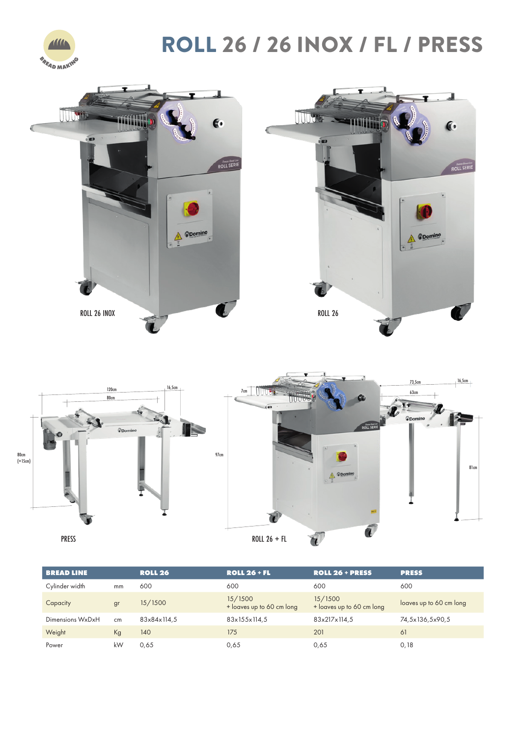# ROLL 26 / 26 INOX / FL / PRESS

ROLL 26 INOX

ROLL 26

PRESS

ROLL 26 + FL

| BREAD LINE | | ROLL 26 | ROLL 26 + FL | ROLL 26 + PRESS | PRESS |
|---|---|---|---|---|---|
| Cylinder width | mm | 600 | 600 | 600 | 600 |
| Capacity | gr | 15/1500 | 15/1500<br>+ loaves up to 60 cm long | 15/1500<br>+ loaves up to 60 cm long | loaves up to 60 cm long |
| Dimensions WxDxH | cm | 83x84x114,5 | 83x155x114,5 | 83x217x114,5 | 74,5x136,5x90,5 |
| Weight | Kg | 140 | 175 | 201 | 61 |
| Power | kW | 0,65 | 0,65 | 0,65 | 0,18 |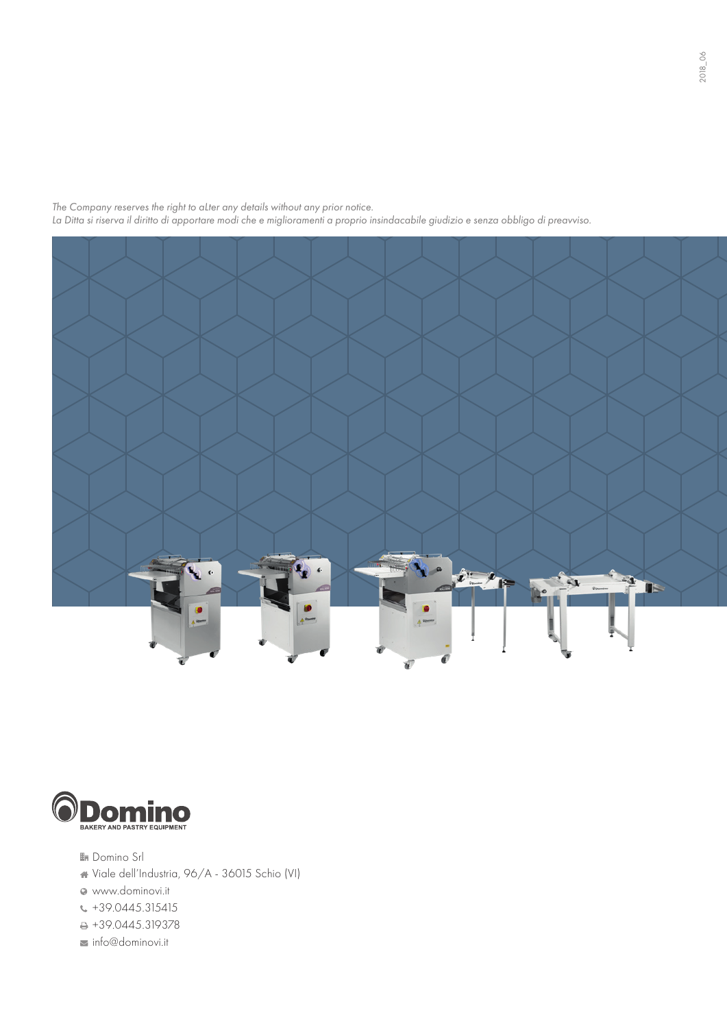*The Company reserves the right to aLter any details without any prior notice.*
*La Ditta si riserva il diritto di apportare modi che e miglioramenti a proprio insindacabile giudizio e senza obbligo di preavviso.*

**Domino**
BAKERY AND PASTRY EQUIPMENT

- Domino Srl
- Viale dell'Industria, 96/A - 36015 Schio (VI)
- www.dominovi.it
- +39.0445.315415
- +39.0445.319378
- info@dominovi.it